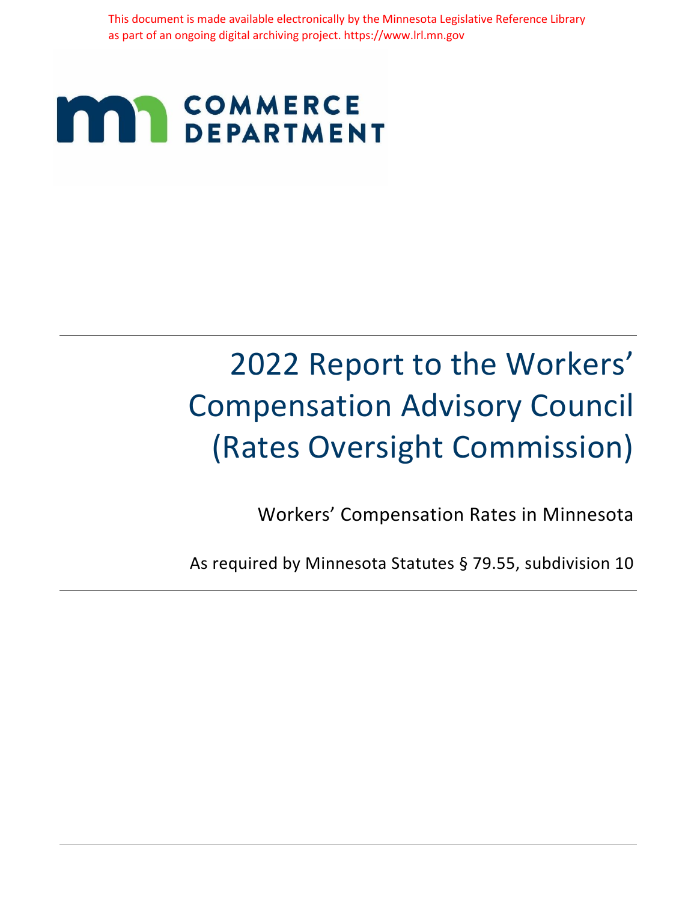This document is made available electronically by the Minnesota Legislative Reference Library as part of an ongoing digital archiving project. https://www.lrl.mn.gov

COMMERCE DEPARTMENT

# 2022 Report to the Workers' Compensation Advisory Council (Rates Oversight Commission)

Workers' Compensation Rates in Minnesota

As required by Minnesota Statutes § 79.55, subdivision 10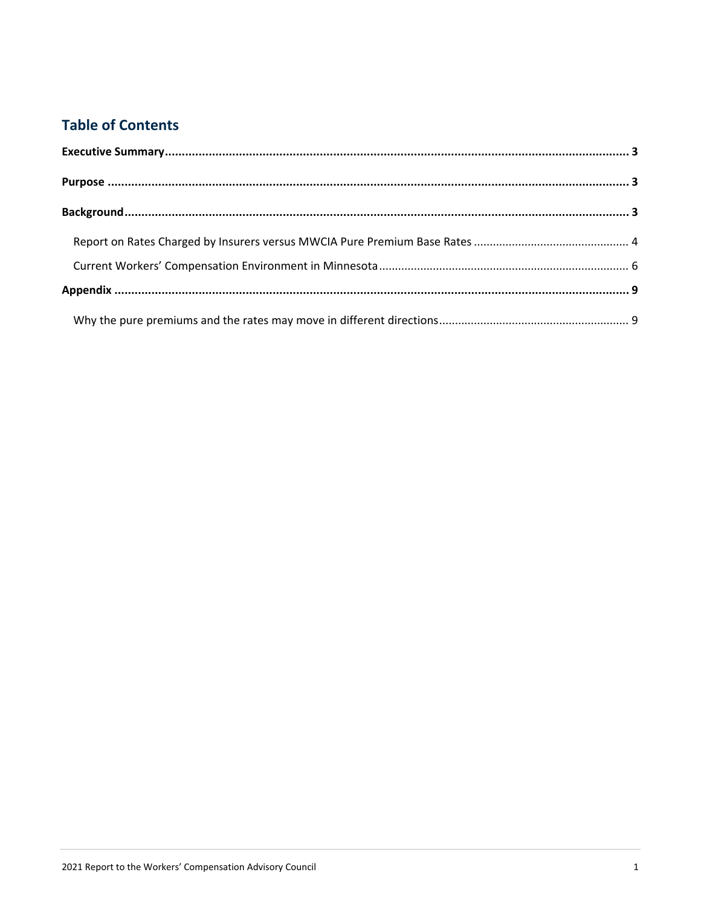## Table of Contents

**Executive Summary** ........................................................................................................................... **3**

**Purpose** ............................................................................................................................................. **3**

**Background** ....................................................................................................................................... **3**

Report on Rates Charged by Insurers versus MWCIA Pure Premium Base Rates ................................................ 4

Current Workers' Compensation Environment in Minnesota ............................................................................. 6

**Appendix** ........................................................................................................................................... **9**

Why the pure premiums and the rates may move in different directions ........................................................... 9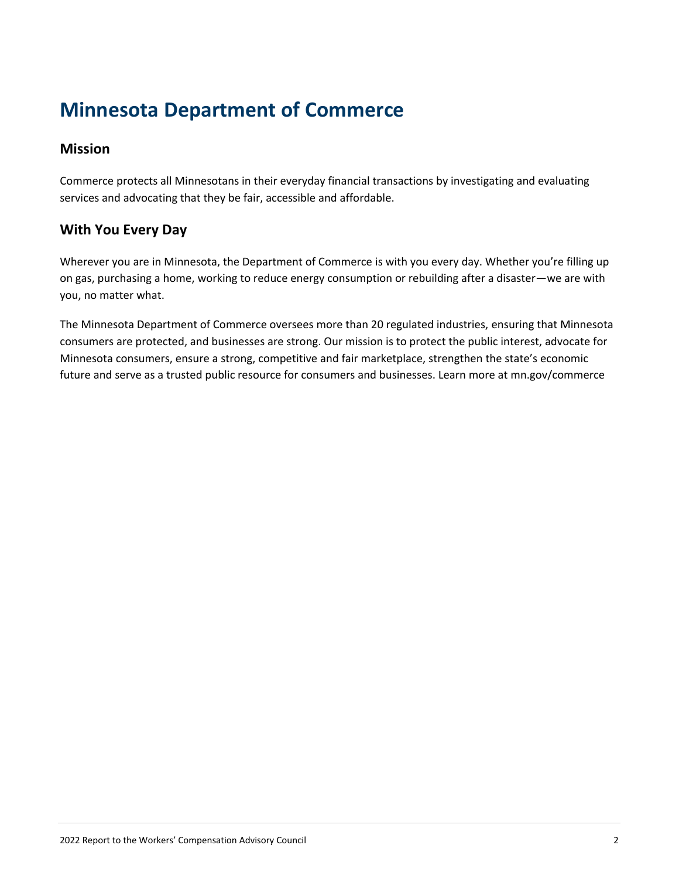# Minnesota Department of Commerce

## Mission

Commerce protects all Minnesotans in their everyday financial transactions by investigating and evaluating services and advocating that they be fair, accessible and affordable.

## With You Every Day

Wherever you are in Minnesota, the Department of Commerce is with you every day. Whether you're filling up on gas, purchasing a home, working to reduce energy consumption or rebuilding after a disaster—we are with you, no matter what.

The Minnesota Department of Commerce oversees more than 20 regulated industries, ensuring that Minnesota consumers are protected, and businesses are strong. Our mission is to protect the public interest, advocate for Minnesota consumers, ensure a strong, competitive and fair marketplace, strengthen the state's economic future and serve as a trusted public resource for consumers and businesses. Learn more at mn.gov/commerce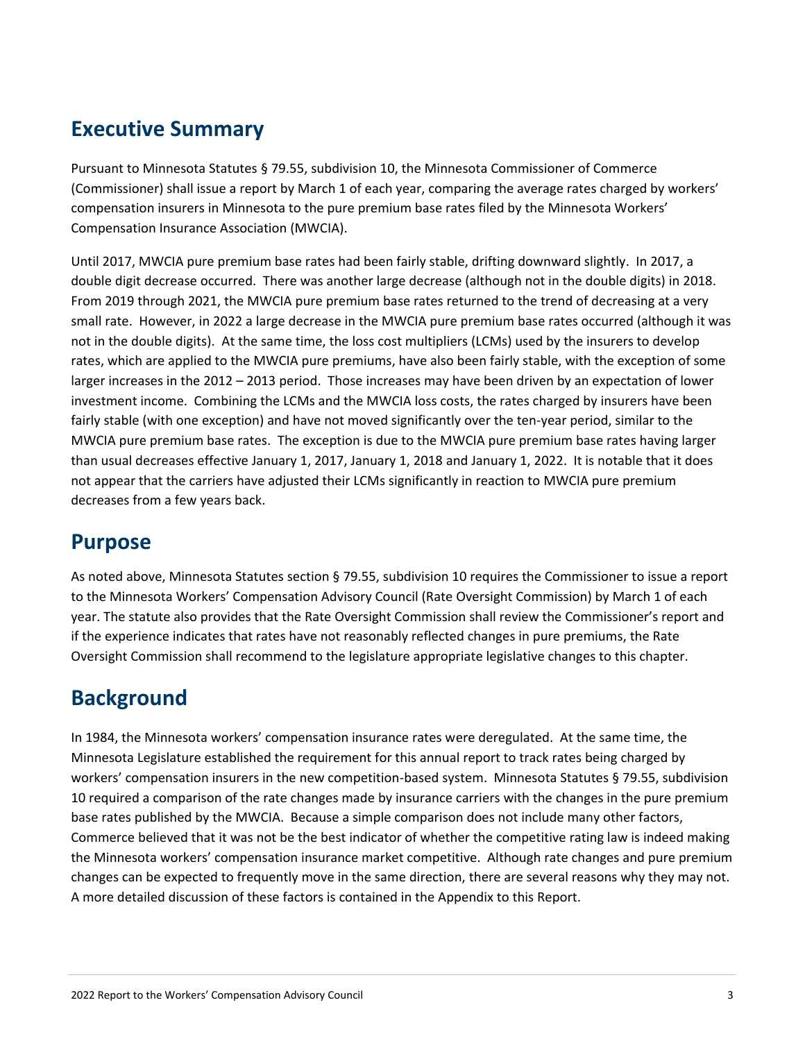## Executive Summary

Pursuant to Minnesota Statutes § 79.55, subdivision 10, the Minnesota Commissioner of Commerce (Commissioner) shall issue a report by March 1 of each year, comparing the average rates charged by workers' compensation insurers in Minnesota to the pure premium base rates filed by the Minnesota Workers' Compensation Insurance Association (MWCIA).

Until 2017, MWCIA pure premium base rates had been fairly stable, drifting downward slightly. In 2017, a double digit decrease occurred. There was another large decrease (although not in the double digits) in 2018. From 2019 through 2021, the MWCIA pure premium base rates returned to the trend of decreasing at a very small rate. However, in 2022 a large decrease in the MWCIA pure premium base rates occurred (although it was not in the double digits). At the same time, the loss cost multipliers (LCMs) used by the insurers to develop rates, which are applied to the MWCIA pure premiums, have also been fairly stable, with the exception of some larger increases in the 2012 – 2013 period. Those increases may have been driven by an expectation of lower investment income. Combining the LCMs and the MWCIA loss costs, the rates charged by insurers have been fairly stable (with one exception) and have not moved significantly over the ten-year period, similar to the MWCIA pure premium base rates. The exception is due to the MWCIA pure premium base rates having larger than usual decreases effective January 1, 2017, January 1, 2018 and January 1, 2022. It is notable that it does not appear that the carriers have adjusted their LCMs significantly in reaction to MWCIA pure premium decreases from a few years back.

## Purpose

As noted above, Minnesota Statutes section § 79.55, subdivision 10 requires the Commissioner to issue a report to the Minnesota Workers' Compensation Advisory Council (Rate Oversight Commission) by March 1 of each year. The statute also provides that the Rate Oversight Commission shall review the Commissioner's report and if the experience indicates that rates have not reasonably reflected changes in pure premiums, the Rate Oversight Commission shall recommend to the legislature appropriate legislative changes to this chapter.

## Background

In 1984, the Minnesota workers' compensation insurance rates were deregulated. At the same time, the Minnesota Legislature established the requirement for this annual report to track rates being charged by workers' compensation insurers in the new competition-based system. Minnesota Statutes § 79.55, subdivision 10 required a comparison of the rate changes made by insurance carriers with the changes in the pure premium base rates published by the MWCIA. Because a simple comparison does not include many other factors, Commerce believed that it was not be the best indicator of whether the competitive rating law is indeed making the Minnesota workers' compensation insurance market competitive. Although rate changes and pure premium changes can be expected to frequently move in the same direction, there are several reasons why they may not. A more detailed discussion of these factors is contained in the Appendix to this Report.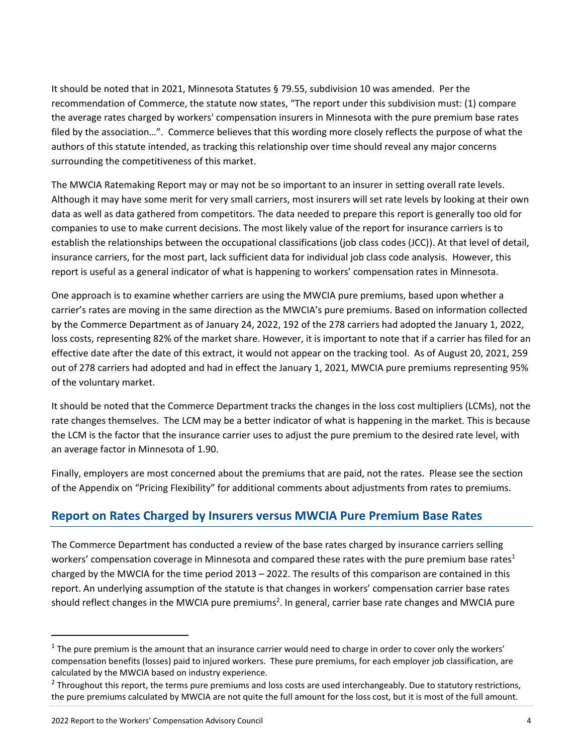It should be noted that in 2021, Minnesota Statutes § 79.55, subdivision 10 was amended. Per the recommendation of Commerce, the statute now states, "The report under this subdivision must: (1) compare the average rates charged by workers' compensation insurers in Minnesota with the pure premium base rates filed by the association…". Commerce believes that this wording more closely reflects the purpose of what the authors of this statute intended, as tracking this relationship over time should reveal any major concerns surrounding the competitiveness of this market.

The MWCIA Ratemaking Report may or may not be so important to an insurer in setting overall rate levels. Although it may have some merit for very small carriers, most insurers will set rate levels by looking at their own data as well as data gathered from competitors. The data needed to prepare this report is generally too old for companies to use to make current decisions. The most likely value of the report for insurance carriers is to establish the relationships between the occupational classifications (job class codes (JCC)). At that level of detail, insurance carriers, for the most part, lack sufficient data for individual job class code analysis. However, this report is useful as a general indicator of what is happening to workers' compensation rates in Minnesota.

One approach is to examine whether carriers are using the MWCIA pure premiums, based upon whether a carrier's rates are moving in the same direction as the MWCIA's pure premiums. Based on information collected by the Commerce Department as of January 24, 2022, 192 of the 278 carriers had adopted the January 1, 2022, loss costs, representing 82% of the market share. However, it is important to note that if a carrier has filed for an effective date after the date of this extract, it would not appear on the tracking tool. As of August 20, 2021, 259 out of 278 carriers had adopted and had in effect the January 1, 2021, MWCIA pure premiums representing 95% of the voluntary market.

It should be noted that the Commerce Department tracks the changes in the loss cost multipliers (LCMs), not the rate changes themselves. The LCM may be a better indicator of what is happening in the market. This is because the LCM is the factor that the insurance carrier uses to adjust the pure premium to the desired rate level, with an average factor in Minnesota of 1.90.

Finally, employers are most concerned about the premiums that are paid, not the rates. Please see the section of the Appendix on "Pricing Flexibility" for additional comments about adjustments from rates to premiums.

## Report on Rates Charged by Insurers versus MWCIA Pure Premium Base Rates

The Commerce Department has conducted a review of the base rates charged by insurance carriers selling workers' compensation coverage in Minnesota and compared these rates with the pure premium base rates[1] charged by the MWCIA for the time period 2013 – 2022. The results of this comparison are contained in this report. An underlying assumption of the statute is that changes in workers' compensation carrier base rates should reflect changes in the MWCIA pure premiums[2]. In general, carrier base rate changes and MWCIA pure

[1] The pure premium is the amount that an insurance carrier would need to charge in order to cover only the workers' compensation benefits (losses) paid to injured workers. These pure premiums, for each employer job classification, are calculated by the MWCIA based on industry experience.

[2] Throughout this report, the terms pure premiums and loss costs are used interchangeably. Due to statutory restrictions, the pure premiums calculated by MWCIA are not quite the full amount for the loss cost, but it is most of the full amount.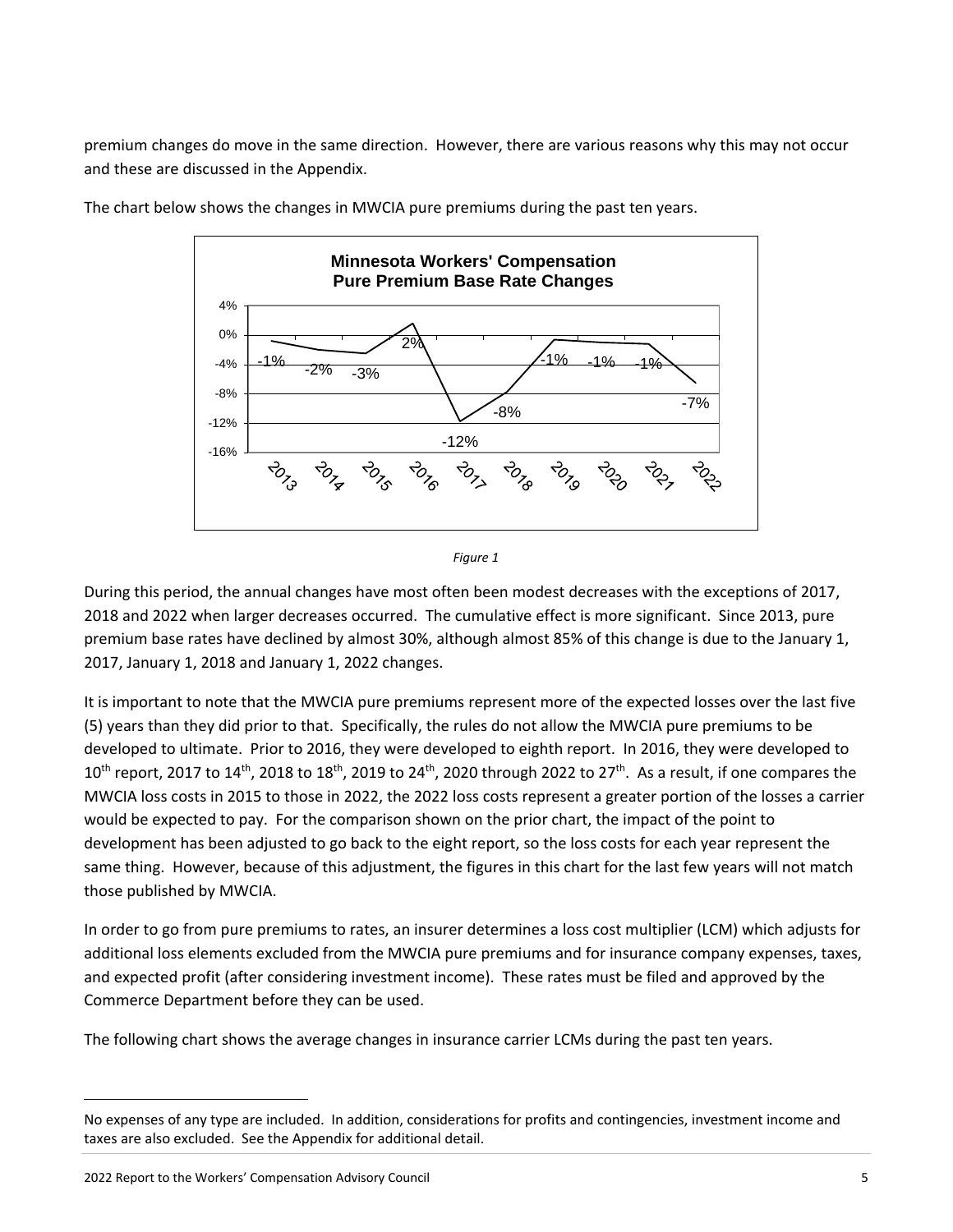premium changes do move in the same direction. However, there are various reasons why this may not occur and these are discussed in the Appendix.

The chart below shows the changes in MWCIA pure premiums during the past ten years.

*Figure 1*

During this period, the annual changes have most often been modest decreases with the exceptions of 2017, 2018 and 2022 when larger decreases occurred. The cumulative effect is more significant. Since 2013, pure premium base rates have declined by almost 30%, although almost 85% of this change is due to the January 1, 2017, January 1, 2018 and January 1, 2022 changes.

It is important to note that the MWCIA pure premiums represent more of the expected losses over the last five (5) years than they did prior to that. Specifically, the rules do not allow the MWCIA pure premiums to be developed to ultimate. Prior to 2016, they were developed to eighth report. In 2016, they were developed to 10th report, 2017 to 14th, 2018 to 18th, 2019 to 24th, 2020 through 2022 to 27th. As a result, if one compares the MWCIA loss costs in 2015 to those in 2022, the 2022 loss costs represent a greater portion of the losses a carrier would be expected to pay. For the comparison shown on the prior chart, the impact of the point to development has been adjusted to go back to the eight report, so the loss costs for each year represent the same thing. However, because of this adjustment, the figures in this chart for the last few years will not match those published by MWCIA.

In order to go from pure premiums to rates, an insurer determines a loss cost multiplier (LCM) which adjusts for additional loss elements excluded from the MWCIA pure premiums and for insurance company expenses, taxes, and expected profit (after considering investment income). These rates must be filed and approved by the Commerce Department before they can be used.

The following chart shows the average changes in insurance carrier LCMs during the past ten years.

---

No expenses of any type are included. In addition, considerations for profits and contingencies, investment income and taxes are also excluded. See the Appendix for additional detail.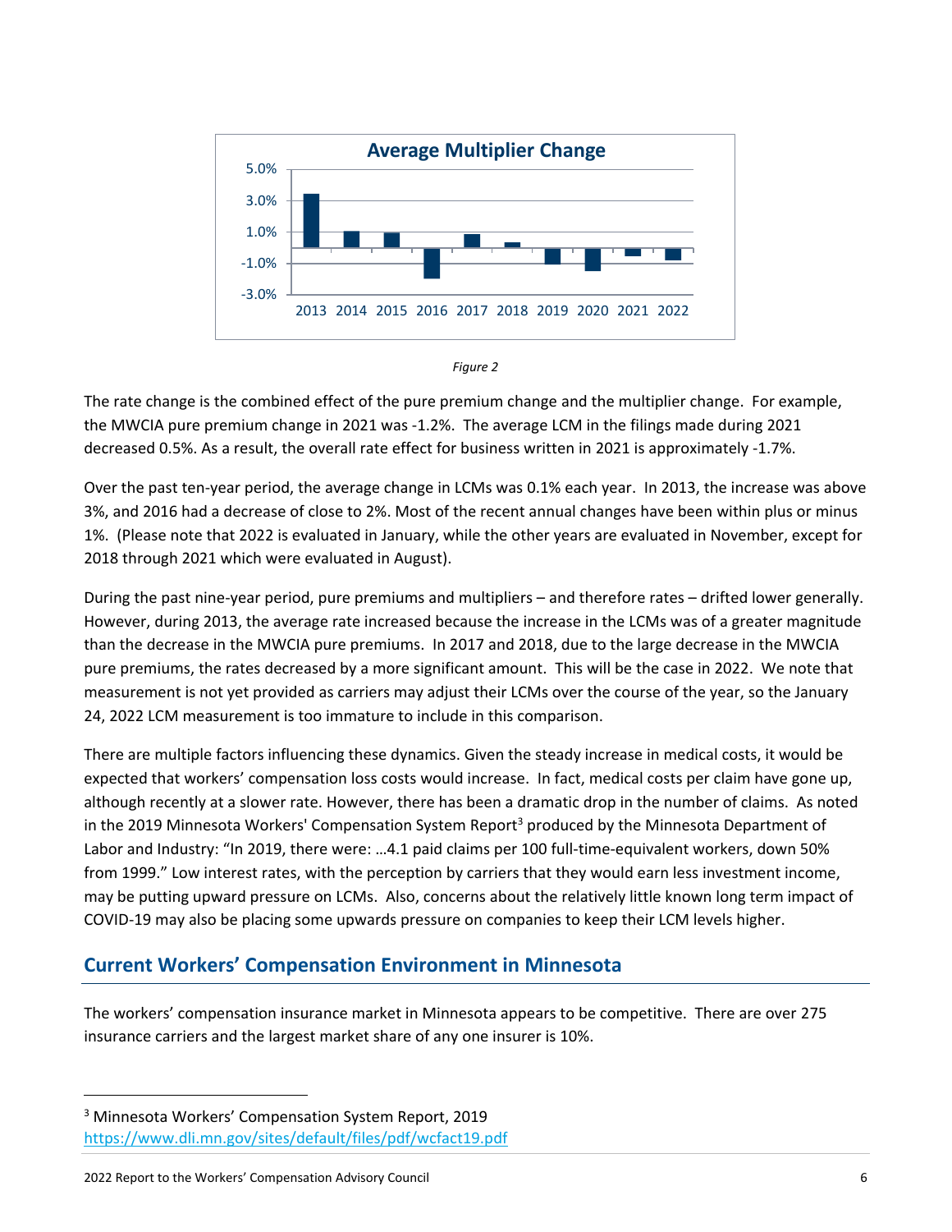Figure 2

The rate change is the combined effect of the pure premium change and the multiplier change. For example, the MWCIA pure premium change in 2021 was -1.2%. The average LCM in the filings made during 2021 decreased 0.5%. As a result, the overall rate effect for business written in 2021 is approximately -1.7%.

Over the past ten-year period, the average change in LCMs was 0.1% each year. In 2013, the increase was above 3%, and 2016 had a decrease of close to 2%. Most of the recent annual changes have been within plus or minus 1%. (Please note that 2022 is evaluated in January, while the other years are evaluated in November, except for 2018 through 2021 which were evaluated in August).

During the past nine-year period, pure premiums and multipliers – and therefore rates – drifted lower generally. However, during 2013, the average rate increased because the increase in the LCMs was of a greater magnitude than the decrease in the MWCIA pure premiums. In 2017 and 2018, due to the large decrease in the MWCIA pure premiums, the rates decreased by a more significant amount. This will be the case in 2022. We note that measurement is not yet provided as carriers may adjust their LCMs over the course of the year, so the January 24, 2022 LCM measurement is too immature to include in this comparison.

There are multiple factors influencing these dynamics. Given the steady increase in medical costs, it would be expected that workers' compensation loss costs would increase. In fact, medical costs per claim have gone up, although recently at a slower rate. However, there has been a dramatic drop in the number of claims. As noted in the 2019 Minnesota Workers' Compensation System Report[3] produced by the Minnesota Department of Labor and Industry: "In 2019, there were: …4.1 paid claims per 100 full-time-equivalent workers, down 50% from 1999." Low interest rates, with the perception by carriers that they would earn less investment income, may be putting upward pressure on LCMs. Also, concerns about the relatively little known long term impact of COVID-19 may also be placing some upwards pressure on companies to keep their LCM levels higher.

## Current Workers' Compensation Environment in Minnesota

The workers' compensation insurance market in Minnesota appears to be competitive. There are over 275 insurance carriers and the largest market share of any one insurer is 10%.

[3] Minnesota Workers' Compensation System Report, 2019
https://www.dli.mn.gov/sites/default/files/pdf/wcfact19.pdf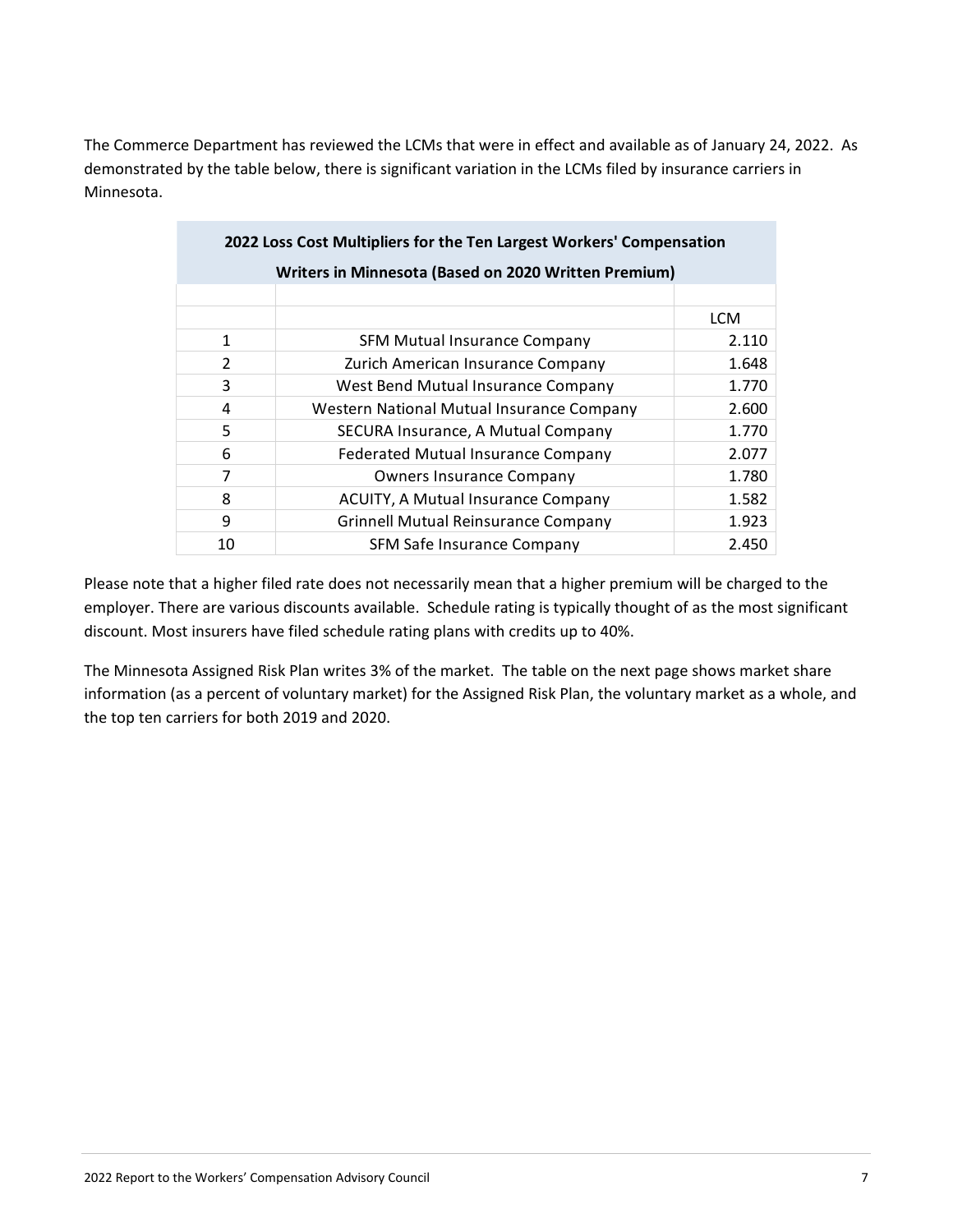The Commerce Department has reviewed the LCMs that were in effect and available as of January 24, 2022. As demonstrated by the table below, there is significant variation in the LCMs filed by insurance carriers in Minnesota.

| 2022 Loss Cost Multipliers for the Ten Largest Workers' Compensation Writers in Minnesota (Based on 2020 Written Premium) | | |
|---|---|---|
| | | LCM |
| 1 | SFM Mutual Insurance Company | 2.110 |
| 2 | Zurich American Insurance Company | 1.648 |
| 3 | West Bend Mutual Insurance Company | 1.770 |
| 4 | Western National Mutual Insurance Company | 2.600 |
| 5 | SECURA Insurance, A Mutual Company | 1.770 |
| 6 | Federated Mutual Insurance Company | 2.077 |
| 7 | Owners Insurance Company | 1.780 |
| 8 | ACUITY, A Mutual Insurance Company | 1.582 |
| 9 | Grinnell Mutual Reinsurance Company | 1.923 |
| 10 | SFM Safe Insurance Company | 2.450 |

Please note that a higher filed rate does not necessarily mean that a higher premium will be charged to the employer. There are various discounts available. Schedule rating is typically thought of as the most significant discount. Most insurers have filed schedule rating plans with credits up to 40%.

The Minnesota Assigned Risk Plan writes 3% of the market. The table on the next page shows market share information (as a percent of voluntary market) for the Assigned Risk Plan, the voluntary market as a whole, and the top ten carriers for both 2019 and 2020.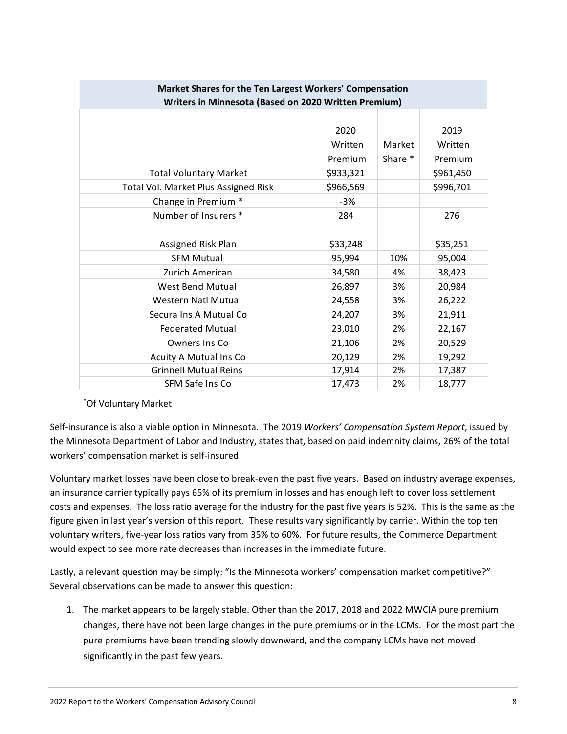| Market Shares for the Ten Largest Workers' Compensation Writers in Minnesota (Based on 2020 Written Premium) | | | |
|---|---|---|---|
| | 2020 Written Premium | Market Share * | 2019 Written Premium |
| Total Voluntary Market | $933,321 | | $961,450 |
| Total Vol. Market Plus Assigned Risk | $966,569 | | $996,701 |
| Change in Premium * | -3% | | |
| Number of Insurers * | 284 | | 276 |
| | | | |
| Assigned Risk Plan | $33,248 | | $35,251 |
| SFM Mutual | 95,994 | 10% | 95,004 |
| Zurich American | 34,580 | 4% | 38,423 |
| West Bend Mutual | 26,897 | 3% | 20,984 |
| Western Natl Mutual | 24,558 | 3% | 26,222 |
| Secura Ins A Mutual Co | 24,207 | 3% | 21,911 |
| Federated Mutual | 23,010 | 2% | 22,167 |
| Owners Ins Co | 21,106 | 2% | 20,529 |
| Acuity A Mutual Ins Co | 20,129 | 2% | 19,292 |
| Grinnell Mutual Reins | 17,914 | 2% | 17,387 |
| SFM Safe Ins Co | 17,473 | 2% | 18,777 |

*Of Voluntary Market

Self-insurance is also a viable option in Minnesota. The 2019 *Workers' Compensation System Report*, issued by the Minnesota Department of Labor and Industry, states that, based on paid indemnity claims, 26% of the total workers' compensation market is self-insured.

Voluntary market losses have been close to break-even the past five years. Based on industry average expenses, an insurance carrier typically pays 65% of its premium in losses and has enough left to cover loss settlement costs and expenses. The loss ratio average for the industry for the past five years is 52%. This is the same as the figure given in last year's version of this report. These results vary significantly by carrier. Within the top ten voluntary writers, five-year loss ratios vary from 35% to 60%. For future results, the Commerce Department would expect to see more rate decreases than increases in the immediate future.

Lastly, a relevant question may be simply: "Is the Minnesota workers' compensation market competitive?" Several observations can be made to answer this question:

1. The market appears to be largely stable. Other than the 2017, 2018 and 2022 MWCIA pure premium changes, there have not been large changes in the pure premiums or in the LCMs. For the most part the pure premiums have been trending slowly downward, and the company LCMs have not moved significantly in the past few years.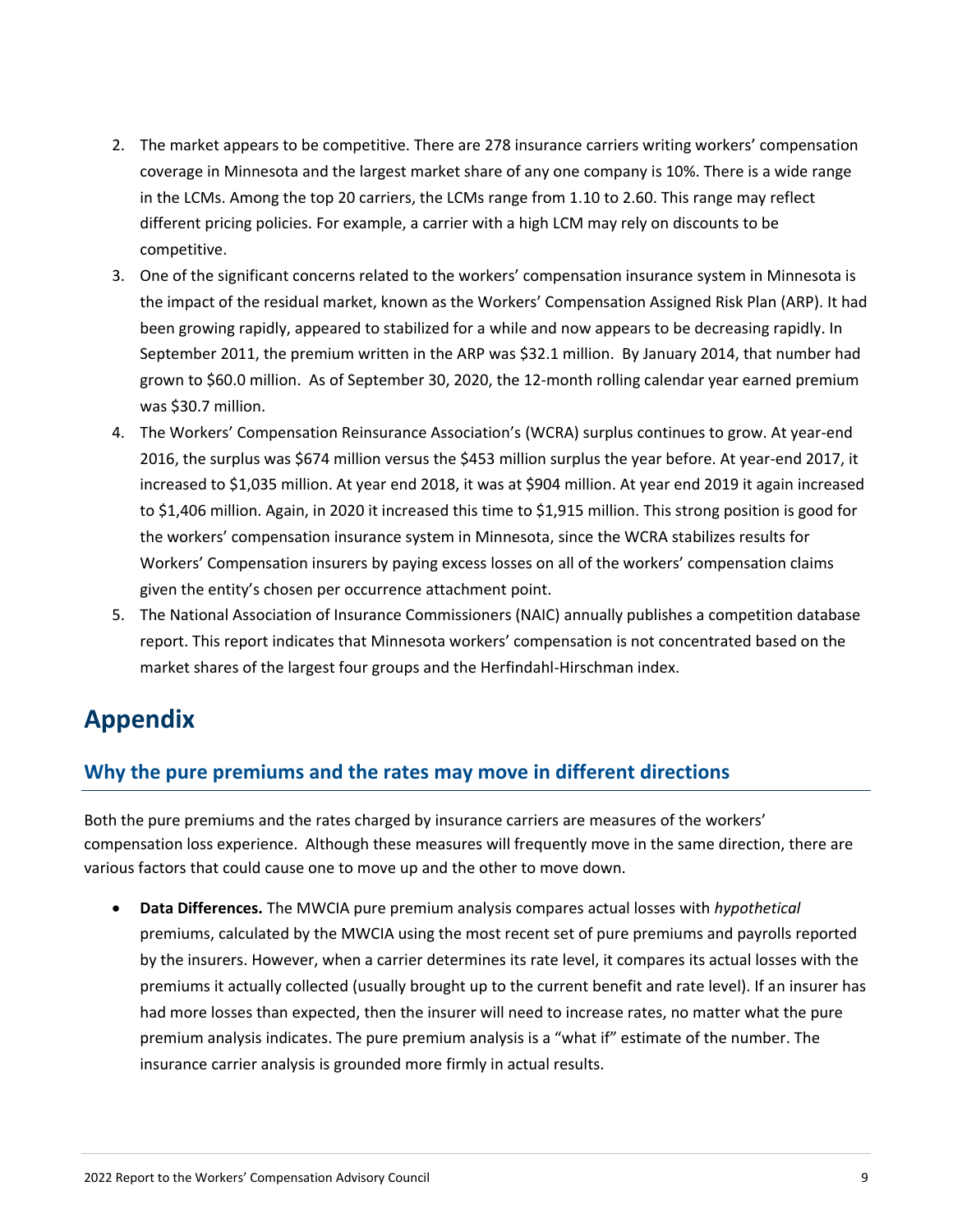2. The market appears to be competitive. There are 278 insurance carriers writing workers' compensation coverage in Minnesota and the largest market share of any one company is 10%. There is a wide range in the LCMs. Among the top 20 carriers, the LCMs range from 1.10 to 2.60. This range may reflect different pricing policies. For example, a carrier with a high LCM may rely on discounts to be competitive.
3. One of the significant concerns related to the workers' compensation insurance system in Minnesota is the impact of the residual market, known as the Workers' Compensation Assigned Risk Plan (ARP). It had been growing rapidly, appeared to stabilized for a while and now appears to be decreasing rapidly. In September 2011, the premium written in the ARP was $32.1 million. By January 2014, that number had grown to $60.0 million. As of September 30, 2020, the 12-month rolling calendar year earned premium was $30.7 million.
4. The Workers' Compensation Reinsurance Association's (WCRA) surplus continues to grow. At year-end 2016, the surplus was $674 million versus the $453 million surplus the year before. At year-end 2017, it increased to $1,035 million. At year end 2018, it was at $904 million. At year end 2019 it again increased to $1,406 million. Again, in 2020 it increased this time to $1,915 million. This strong position is good for the workers' compensation insurance system in Minnesota, since the WCRA stabilizes results for Workers' Compensation insurers by paying excess losses on all of the workers' compensation claims given the entity's chosen per occurrence attachment point.
5. The National Association of Insurance Commissioners (NAIC) annually publishes a competition database report. This report indicates that Minnesota workers' compensation is not concentrated based on the market shares of the largest four groups and the Herfindahl-Hirschman index.

# Appendix

## Why the pure premiums and the rates may move in different directions

Both the pure premiums and the rates charged by insurance carriers are measures of the workers' compensation loss experience. Although these measures will frequently move in the same direction, there are various factors that could cause one to move up and the other to move down.

- **Data Differences.** The MWCIA pure premium analysis compares actual losses with *hypothetical* premiums, calculated by the MWCIA using the most recent set of pure premiums and payrolls reported by the insurers. However, when a carrier determines its rate level, it compares its actual losses with the premiums it actually collected (usually brought up to the current benefit and rate level). If an insurer has had more losses than expected, then the insurer will need to increase rates, no matter what the pure premium analysis indicates. The pure premium analysis is a "what if" estimate of the number. The insurance carrier analysis is grounded more firmly in actual results.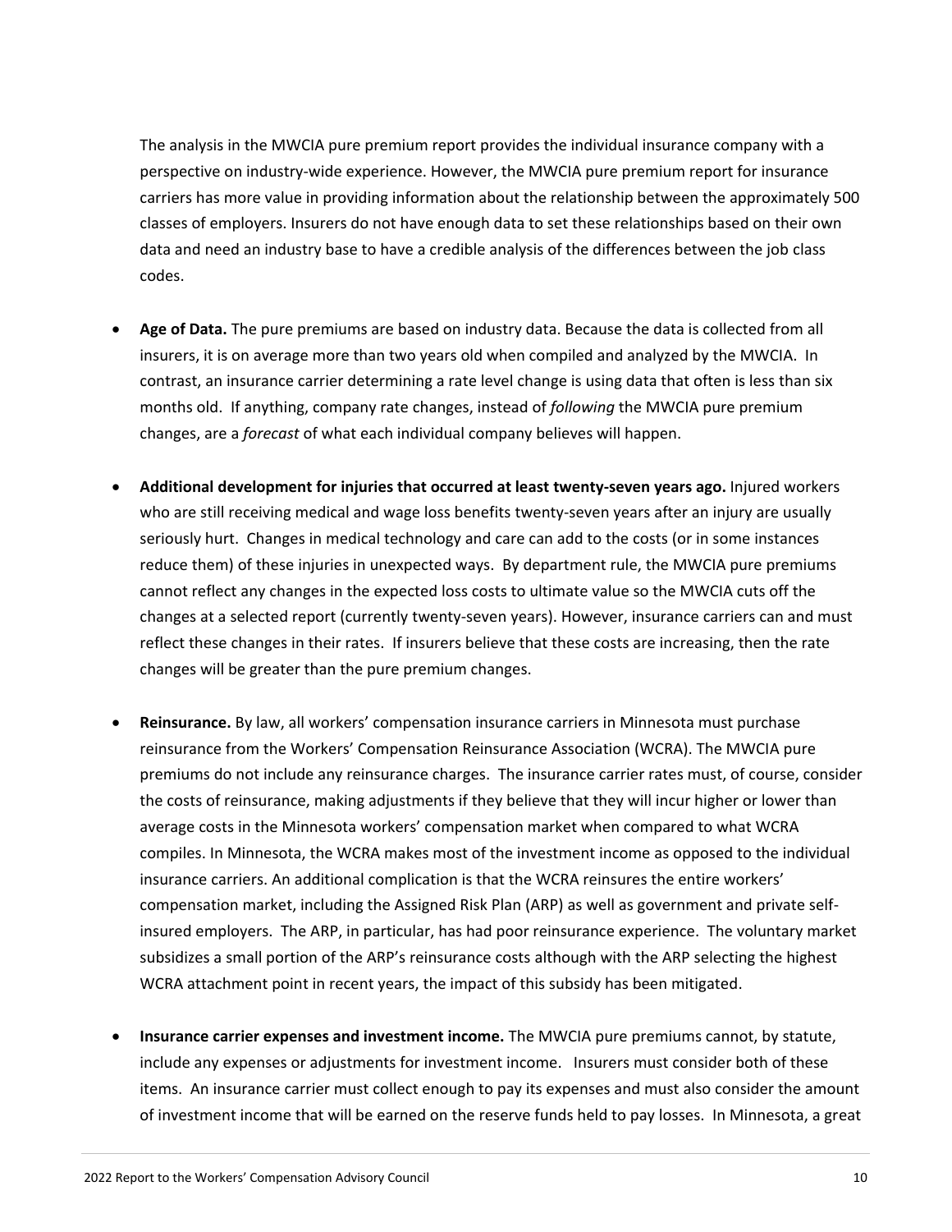The analysis in the MWCIA pure premium report provides the individual insurance company with a perspective on industry-wide experience. However, the MWCIA pure premium report for insurance carriers has more value in providing information about the relationship between the approximately 500 classes of employers. Insurers do not have enough data to set these relationships based on their own data and need an industry base to have a credible analysis of the differences between the job class codes.

- **Age of Data.** The pure premiums are based on industry data. Because the data is collected from all insurers, it is on average more than two years old when compiled and analyzed by the MWCIA. In contrast, an insurance carrier determining a rate level change is using data that often is less than six months old. If anything, company rate changes, instead of *following* the MWCIA pure premium changes, are a *forecast* of what each individual company believes will happen.

- **Additional development for injuries that occurred at least twenty-seven years ago.** Injured workers who are still receiving medical and wage loss benefits twenty-seven years after an injury are usually seriously hurt. Changes in medical technology and care can add to the costs (or in some instances reduce them) of these injuries in unexpected ways. By department rule, the MWCIA pure premiums cannot reflect any changes in the expected loss costs to ultimate value so the MWCIA cuts off the changes at a selected report (currently twenty-seven years). However, insurance carriers can and must reflect these changes in their rates. If insurers believe that these costs are increasing, then the rate changes will be greater than the pure premium changes.

- **Reinsurance.** By law, all workers' compensation insurance carriers in Minnesota must purchase reinsurance from the Workers' Compensation Reinsurance Association (WCRA). The MWCIA pure premiums do not include any reinsurance charges. The insurance carrier rates must, of course, consider the costs of reinsurance, making adjustments if they believe that they will incur higher or lower than average costs in the Minnesota workers' compensation market when compared to what WCRA compiles. In Minnesota, the WCRA makes most of the investment income as opposed to the individual insurance carriers. An additional complication is that the WCRA reinsures the entire workers' compensation market, including the Assigned Risk Plan (ARP) as well as government and private self-insured employers. The ARP, in particular, has had poor reinsurance experience. The voluntary market subsidizes a small portion of the ARP's reinsurance costs although with the ARP selecting the highest WCRA attachment point in recent years, the impact of this subsidy has been mitigated.

- **Insurance carrier expenses and investment income.** The MWCIA pure premiums cannot, by statute, include any expenses or adjustments for investment income. Insurers must consider both of these items. An insurance carrier must collect enough to pay its expenses and must also consider the amount of investment income that will be earned on the reserve funds held to pay losses. In Minnesota, a great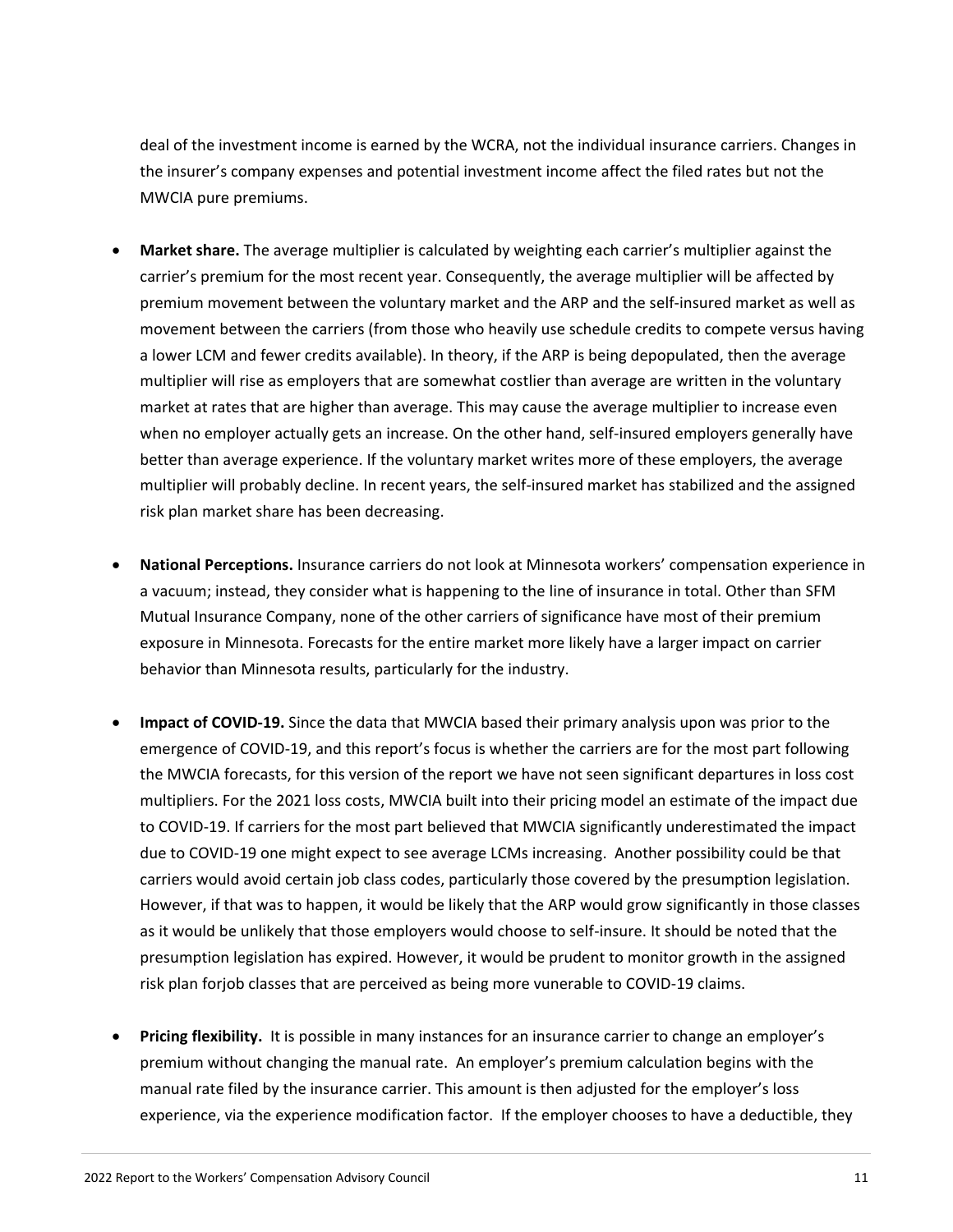deal of the investment income is earned by the WCRA, not the individual insurance carriers. Changes in the insurer's company expenses and potential investment income affect the filed rates but not the MWCIA pure premiums.

- **Market share.** The average multiplier is calculated by weighting each carrier's multiplier against the carrier's premium for the most recent year. Consequently, the average multiplier will be affected by premium movement between the voluntary market and the ARP and the self-insured market as well as movement between the carriers (from those who heavily use schedule credits to compete versus having a lower LCM and fewer credits available). In theory, if the ARP is being depopulated, then the average multiplier will rise as employers that are somewhat costlier than average are written in the voluntary market at rates that are higher than average. This may cause the average multiplier to increase even when no employer actually gets an increase. On the other hand, self-insured employers generally have better than average experience. If the voluntary market writes more of these employers, the average multiplier will probably decline. In recent years, the self-insured market has stabilized and the assigned risk plan market share has been decreasing.

- **National Perceptions.** Insurance carriers do not look at Minnesota workers' compensation experience in a vacuum; instead, they consider what is happening to the line of insurance in total. Other than SFM Mutual Insurance Company, none of the other carriers of significance have most of their premium exposure in Minnesota. Forecasts for the entire market more likely have a larger impact on carrier behavior than Minnesota results, particularly for the industry.

- **Impact of COVID-19.** Since the data that MWCIA based their primary analysis upon was prior to the emergence of COVID-19, and this report's focus is whether the carriers are for the most part following the MWCIA forecasts, for this version of the report we have not seen significant departures in loss cost multipliers. For the 2021 loss costs, MWCIA built into their pricing model an estimate of the impact due to COVID-19. If carriers for the most part believed that MWCIA significantly underestimated the impact due to COVID-19 one might expect to see average LCMs increasing. Another possibility could be that carriers would avoid certain job class codes, particularly those covered by the presumption legislation. However, if that was to happen, it would be likely that the ARP would grow significantly in those classes as it would be unlikely that those employers would choose to self-insure. It should be noted that the presumption legislation has expired. However, it would be prudent to monitor growth in the assigned risk plan forjob classes that are perceived as being more vunerable to COVID-19 claims.

- **Pricing flexibility.** It is possible in many instances for an insurance carrier to change an employer's premium without changing the manual rate. An employer's premium calculation begins with the manual rate filed by the insurance carrier. This amount is then adjusted for the employer's loss experience, via the experience modification factor. If the employer chooses to have a deductible, they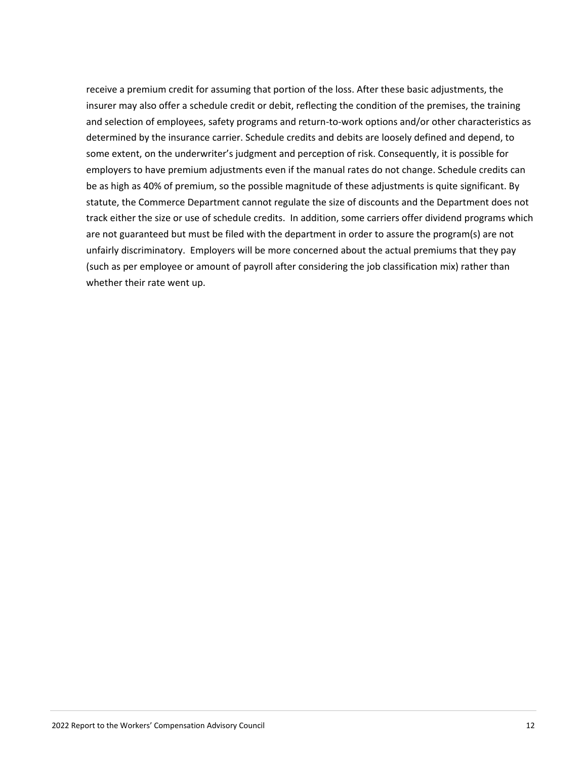receive a premium credit for assuming that portion of the loss. After these basic adjustments, the insurer may also offer a schedule credit or debit, reflecting the condition of the premises, the training and selection of employees, safety programs and return-to-work options and/or other characteristics as determined by the insurance carrier. Schedule credits and debits are loosely defined and depend, to some extent, on the underwriter's judgment and perception of risk. Consequently, it is possible for employers to have premium adjustments even if the manual rates do not change. Schedule credits can be as high as 40% of premium, so the possible magnitude of these adjustments is quite significant. By statute, the Commerce Department cannot regulate the size of discounts and the Department does not track either the size or use of schedule credits. In addition, some carriers offer dividend programs which are not guaranteed but must be filed with the department in order to assure the program(s) are not unfairly discriminatory. Employers will be more concerned about the actual premiums that they pay (such as per employee or amount of payroll after considering the job classification mix) rather than whether their rate went up.